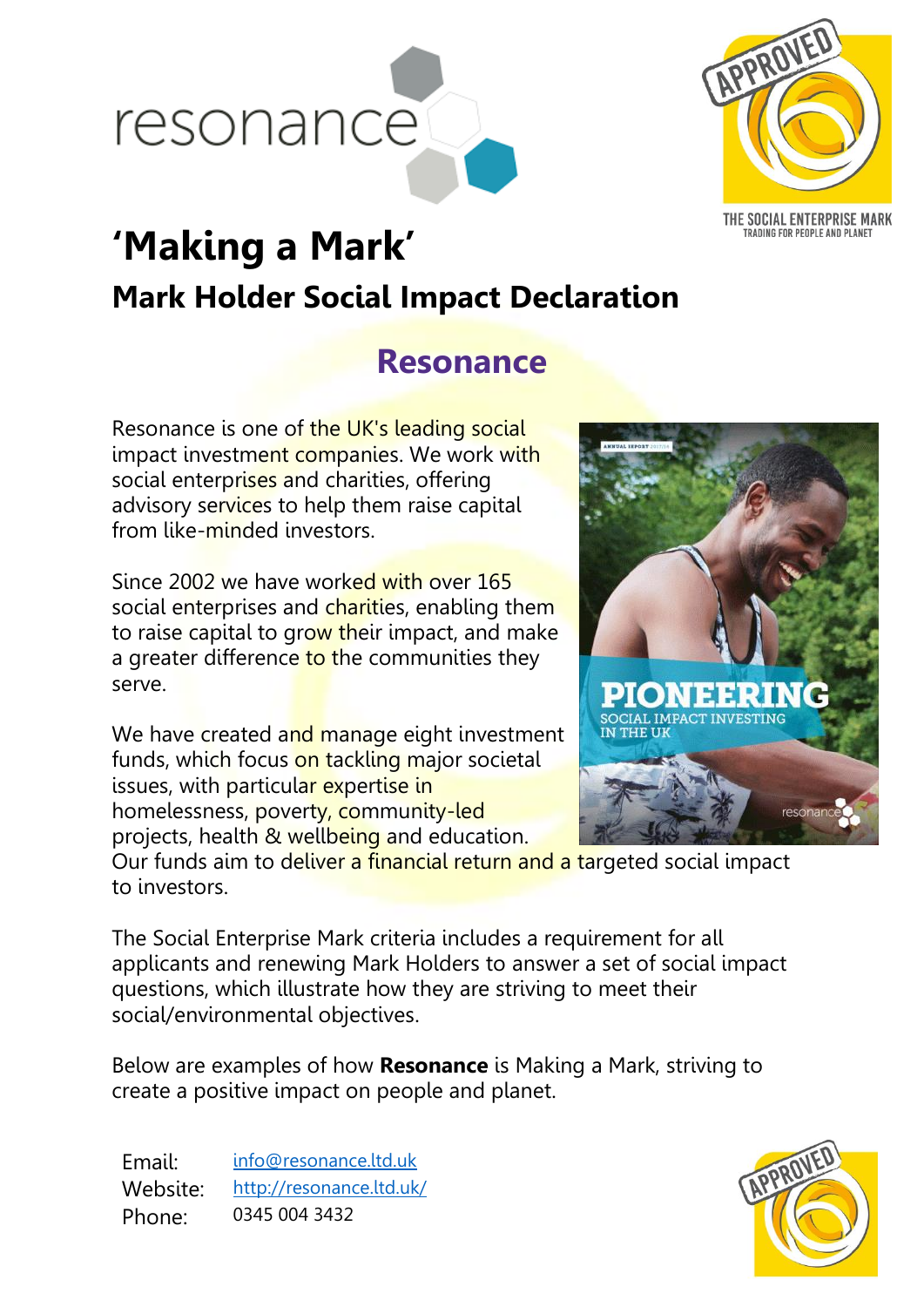# 'Making a Mark'

## Mark Holder Social Impact Declaration

## Resonance

Resonance is one of the UK's leading social impact investment companies. We work with social enterprises and charities, offering advisory services to help them raise capital from like-minded investors.

Since 2002 we have worked with over 165 social enterprises and charities, enabling them to raise capital to grow their impact, and make a greater difference to the communities they serve.

We have created and manage eight investment funds, which focus on tackling major societal issues, with particular expertise in homelessness, poverty, community-led projects, health & wellbeing and education. Our funds aim to deliver a financial return and a targeted social impact to investors.

The Social Enterprise Mark criteria includes a requirement for all applicants and renewing Mark Holders to answer a set of social impact questions, which illustrate how they are striving to meet their social/environmental objectives.

Below are examples of how **Resonance** is Making a Mark, striving to create a positive impact on people and planet.

Email: info@resonance.ltd.uk
Website: http://resonance.ltd.uk/
Phone: 0345 004 3432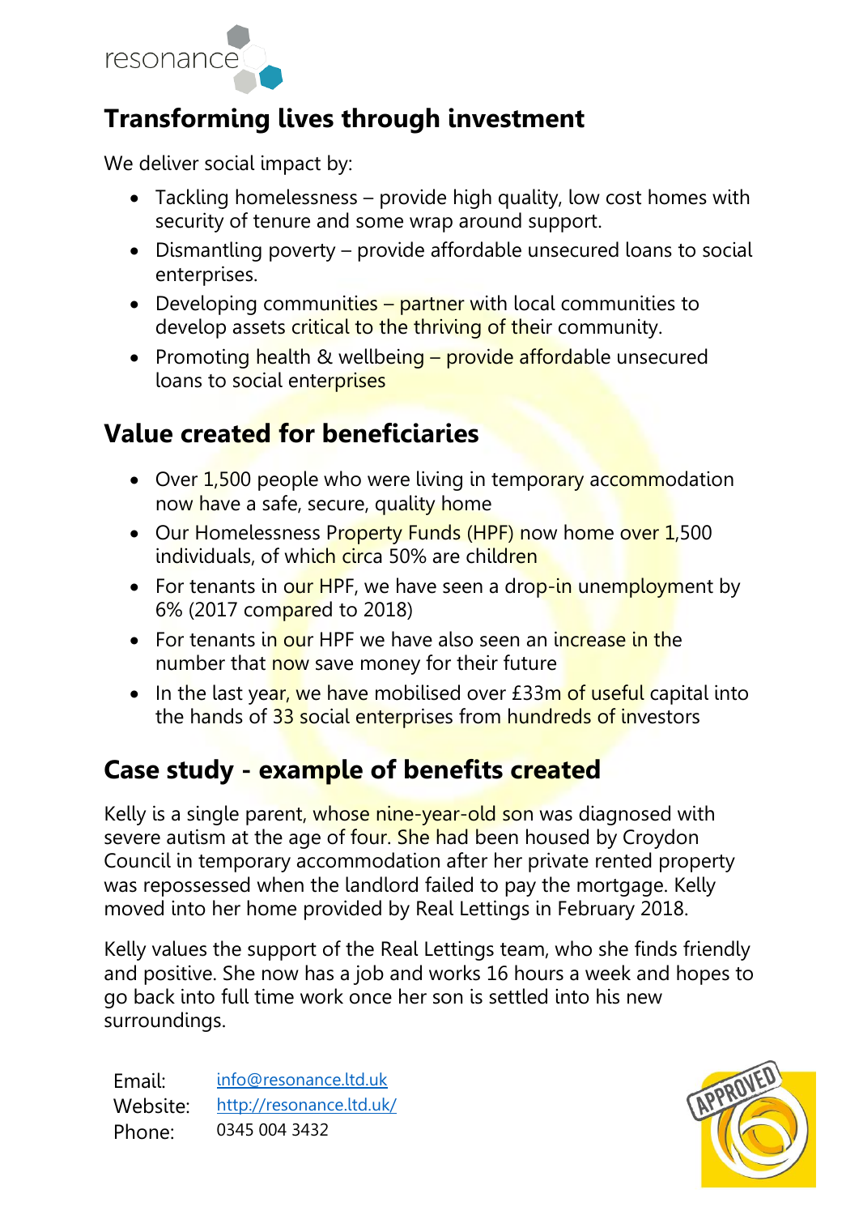resonance

## Transforming lives through investment

We deliver social impact by:

- Tackling homelessness – provide high quality, low cost homes with security of tenure and some wrap around support.
- Dismantling poverty – provide affordable unsecured loans to social enterprises.
- Developing communities – partner with local communities to develop assets critical to the thriving of their community.
- Promoting health & wellbeing – provide affordable unsecured loans to social enterprises

## Value created for beneficiaries

- Over 1,500 people who were living in temporary accommodation now have a safe, secure, quality home
- Our Homelessness Property Funds (HPF) now home over 1,500 individuals, of which circa 50% are children
- For tenants in our HPF, we have seen a drop-in unemployment by 6% (2017 compared to 2018)
- For tenants in our HPF we have also seen an increase in the number that now save money for their future
- In the last year, we have mobilised over £33m of useful capital into the hands of 33 social enterprises from hundreds of investors

## Case study - example of benefits created

Kelly is a single parent, whose nine-year-old son was diagnosed with severe autism at the age of four. She had been housed by Croydon Council in temporary accommodation after her private rented property was repossessed when the landlord failed to pay the mortgage. Kelly moved into her home provided by Real Lettings in February 2018.

Kelly values the support of the Real Lettings team, who she finds friendly and positive. She now has a job and works 16 hours a week and hopes to go back into full time work once her son is settled into his new surroundings.

Email: info@resonance.ltd.uk
Website: http://resonance.ltd.uk/
Phone: 0345 004 3432

APPROVED